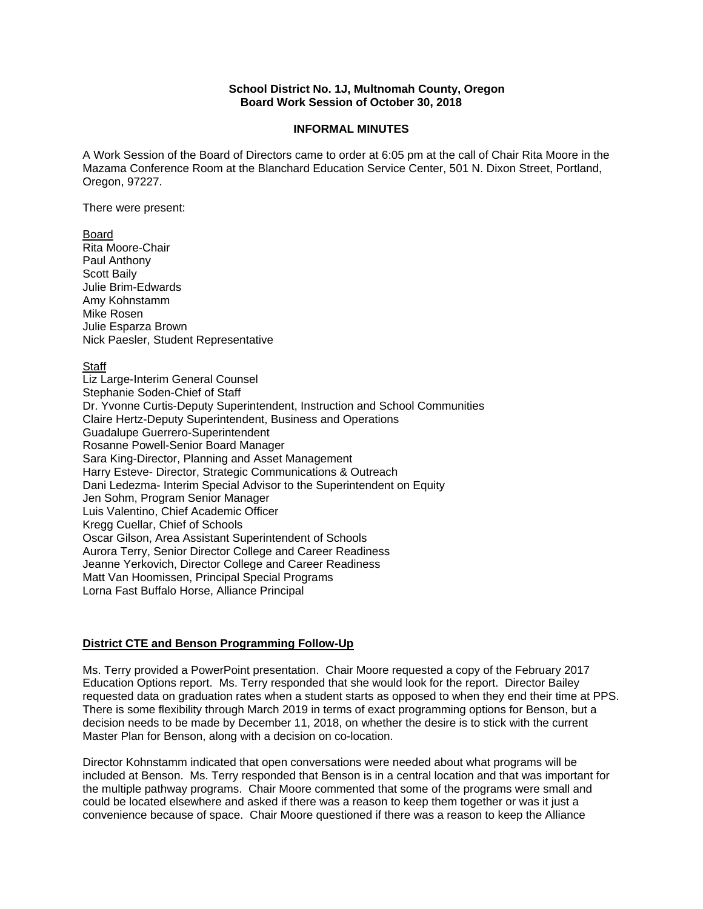**School District No. 1J, Multnomah County, Oregon**
**Board Work Session of October 30, 2018**

**INFORMAL MINUTES**

A Work Session of the Board of Directors came to order at 6:05 pm at the call of Chair Rita Moore in the Mazama Conference Room at the Blanchard Education Service Center, 501 N. Dixon Street, Portland, Oregon, 97227.

There were present:

Board
Rita Moore-Chair
Paul Anthony
Scott Baily
Julie Brim-Edwards
Amy Kohnstamm
Mike Rosen
Julie Esparza Brown
Nick Paesler, Student Representative

Staff
Liz Large-Interim General Counsel
Stephanie Soden-Chief of Staff
Dr. Yvonne Curtis-Deputy Superintendent, Instruction and School Communities
Claire Hertz-Deputy Superintendent, Business and Operations
Guadalupe Guerrero-Superintendent
Rosanne Powell-Senior Board Manager
Sara King-Director, Planning and Asset Management
Harry Esteve- Director, Strategic Communications & Outreach
Dani Ledezma- Interim Special Advisor to the Superintendent on Equity
Jen Sohm, Program Senior Manager
Luis Valentino, Chief Academic Officer
Kregg Cuellar, Chief of Schools
Oscar Gilson, Area Assistant Superintendent of Schools
Aurora Terry, Senior Director College and Career Readiness
Jeanne Yerkovich, Director College and Career Readiness
Matt Van Hoomissen, Principal Special Programs
Lorna Fast Buffalo Horse, Alliance Principal

**District CTE and Benson Programming Follow-Up**

Ms. Terry provided a PowerPoint presentation. Chair Moore requested a copy of the February 2017 Education Options report. Ms. Terry responded that she would look for the report. Director Bailey requested data on graduation rates when a student starts as opposed to when they end their time at PPS. There is some flexibility through March 2019 in terms of exact programming options for Benson, but a decision needs to be made by December 11, 2018, on whether the desire is to stick with the current Master Plan for Benson, along with a decision on co-location.

Director Kohnstamm indicated that open conversations were needed about what programs will be included at Benson. Ms. Terry responded that Benson is in a central location and that was important for the multiple pathway programs. Chair Moore commented that some of the programs were small and could be located elsewhere and asked if there was a reason to keep them together or was it just a convenience because of space. Chair Moore questioned if there was a reason to keep the Alliance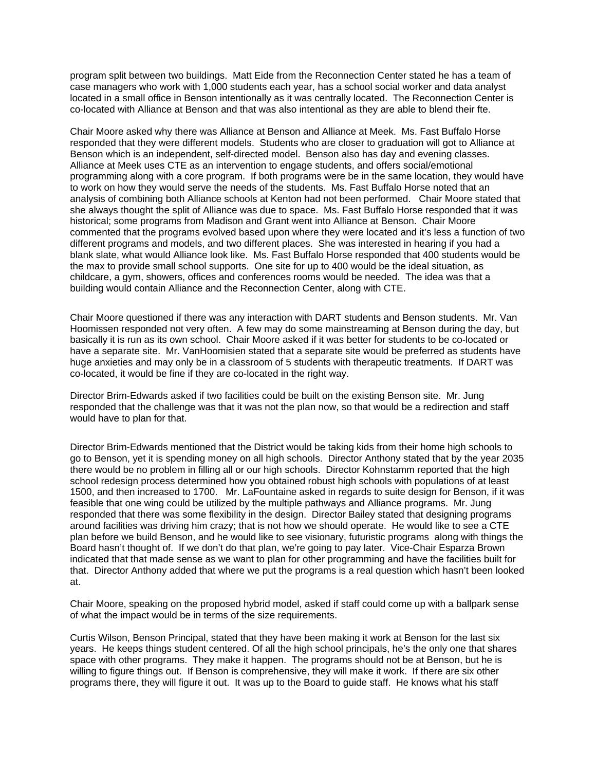program split between two buildings. Matt Eide from the Reconnection Center stated he has a team of case managers who work with 1,000 students each year, has a school social worker and data analyst located in a small office in Benson intentionally as it was centrally located. The Reconnection Center is co-located with Alliance at Benson and that was also intentional as they are able to blend their fte.

Chair Moore asked why there was Alliance at Benson and Alliance at Meek. Ms. Fast Buffalo Horse responded that they were different models. Students who are closer to graduation will got to Alliance at Benson which is an independent, self-directed model. Benson also has day and evening classes. Alliance at Meek uses CTE as an intervention to engage students, and offers social/emotional programming along with a core program. If both programs were be in the same location, they would have to work on how they would serve the needs of the students. Ms. Fast Buffalo Horse noted that an analysis of combining both Alliance schools at Kenton had not been performed. Chair Moore stated that she always thought the split of Alliance was due to space. Ms. Fast Buffalo Horse responded that it was historical; some programs from Madison and Grant went into Alliance at Benson. Chair Moore commented that the programs evolved based upon where they were located and it's less a function of two different programs and models, and two different places. She was interested in hearing if you had a blank slate, what would Alliance look like. Ms. Fast Buffalo Horse responded that 400 students would be the max to provide small school supports. One site for up to 400 would be the ideal situation, as childcare, a gym, showers, offices and conferences rooms would be needed. The idea was that a building would contain Alliance and the Reconnection Center, along with CTE.

Chair Moore questioned if there was any interaction with DART students and Benson students. Mr. Van Hoomissen responded not very often. A few may do some mainstreaming at Benson during the day, but basically it is run as its own school. Chair Moore asked if it was better for students to be co-located or have a separate site. Mr. VanHoomisien stated that a separate site would be preferred as students have huge anxieties and may only be in a classroom of 5 students with therapeutic treatments. If DART was co-located, it would be fine if they are co-located in the right way.

Director Brim-Edwards asked if two facilities could be built on the existing Benson site. Mr. Jung responded that the challenge was that it was not the plan now, so that would be a redirection and staff would have to plan for that.

Director Brim-Edwards mentioned that the District would be taking kids from their home high schools to go to Benson, yet it is spending money on all high schools. Director Anthony stated that by the year 2035 there would be no problem in filling all or our high schools. Director Kohnstamm reported that the high school redesign process determined how you obtained robust high schools with populations of at least 1500, and then increased to 1700. Mr. LaFountaine asked in regards to suite design for Benson, if it was feasible that one wing could be utilized by the multiple pathways and Alliance programs. Mr. Jung responded that there was some flexibility in the design. Director Bailey stated that designing programs around facilities was driving him crazy; that is not how we should operate. He would like to see a CTE plan before we build Benson, and he would like to see visionary, futuristic programs along with things the Board hasn't thought of. If we don't do that plan, we're going to pay later. Vice-Chair Esparza Brown indicated that that made sense as we want to plan for other programming and have the facilities built for that. Director Anthony added that where we put the programs is a real question which hasn't been looked at.

Chair Moore, speaking on the proposed hybrid model, asked if staff could come up with a ballpark sense of what the impact would be in terms of the size requirements.

Curtis Wilson, Benson Principal, stated that they have been making it work at Benson for the last six years. He keeps things student centered. Of all the high school principals, he's the only one that shares space with other programs. They make it happen. The programs should not be at Benson, but he is willing to figure things out. If Benson is comprehensive, they will make it work. If there are six other programs there, they will figure it out. It was up to the Board to guide staff. He knows what his staff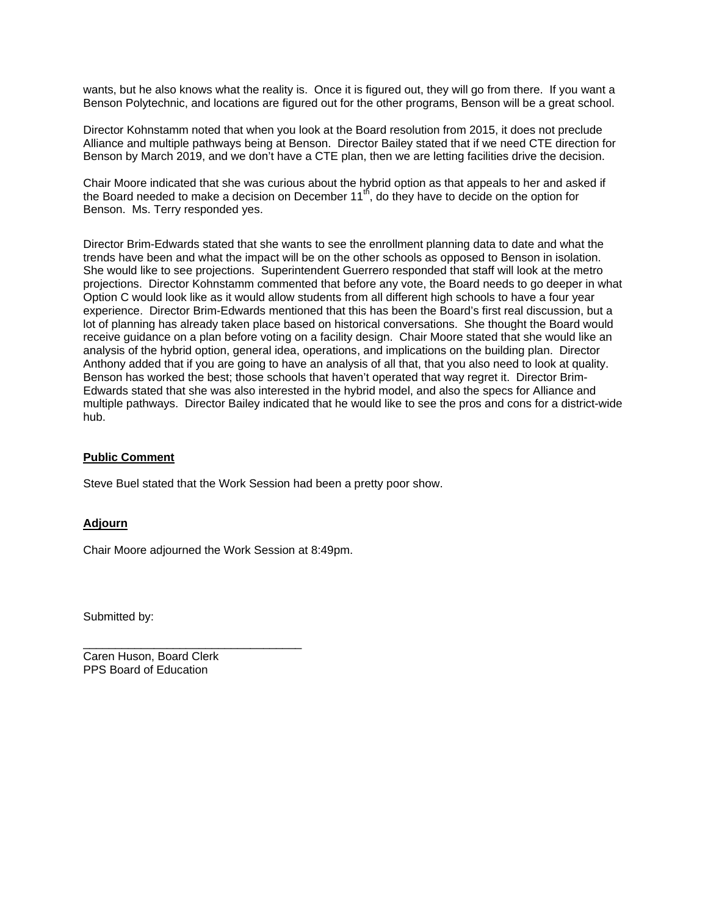wants, but he also knows what the reality is. Once it is figured out, they will go from there. If you want a Benson Polytechnic, and locations are figured out for the other programs, Benson will be a great school.

Director Kohnstamm noted that when you look at the Board resolution from 2015, it does not preclude Alliance and multiple pathways being at Benson. Director Bailey stated that if we need CTE direction for Benson by March 2019, and we don't have a CTE plan, then we are letting facilities drive the decision.

Chair Moore indicated that she was curious about the hybrid option as that appeals to her and asked if the Board needed to make a decision on December 11th, do they have to decide on the option for Benson. Ms. Terry responded yes.

Director Brim-Edwards stated that she wants to see the enrollment planning data to date and what the trends have been and what the impact will be on the other schools as opposed to Benson in isolation. She would like to see projections. Superintendent Guerrero responded that staff will look at the metro projections. Director Kohnstamm commented that before any vote, the Board needs to go deeper in what Option C would look like as it would allow students from all different high schools to have a four year experience. Director Brim-Edwards mentioned that this has been the Board's first real discussion, but a lot of planning has already taken place based on historical conversations. She thought the Board would receive guidance on a plan before voting on a facility design. Chair Moore stated that she would like an analysis of the hybrid option, general idea, operations, and implications on the building plan. Director Anthony added that if you are going to have an analysis of all that, that you also need to look at quality. Benson has worked the best; those schools that haven't operated that way regret it. Director Brim-Edwards stated that she was also interested in the hybrid model, and also the specs for Alliance and multiple pathways. Director Bailey indicated that he would like to see the pros and cons for a district-wide hub.

**Public Comment**

Steve Buel stated that the Work Session had been a pretty poor show.

**Adjourn**

Chair Moore adjourned the Work Session at 8:49pm.

Submitted by:

___________________________________
Caren Huson, Board Clerk
PPS Board of Education